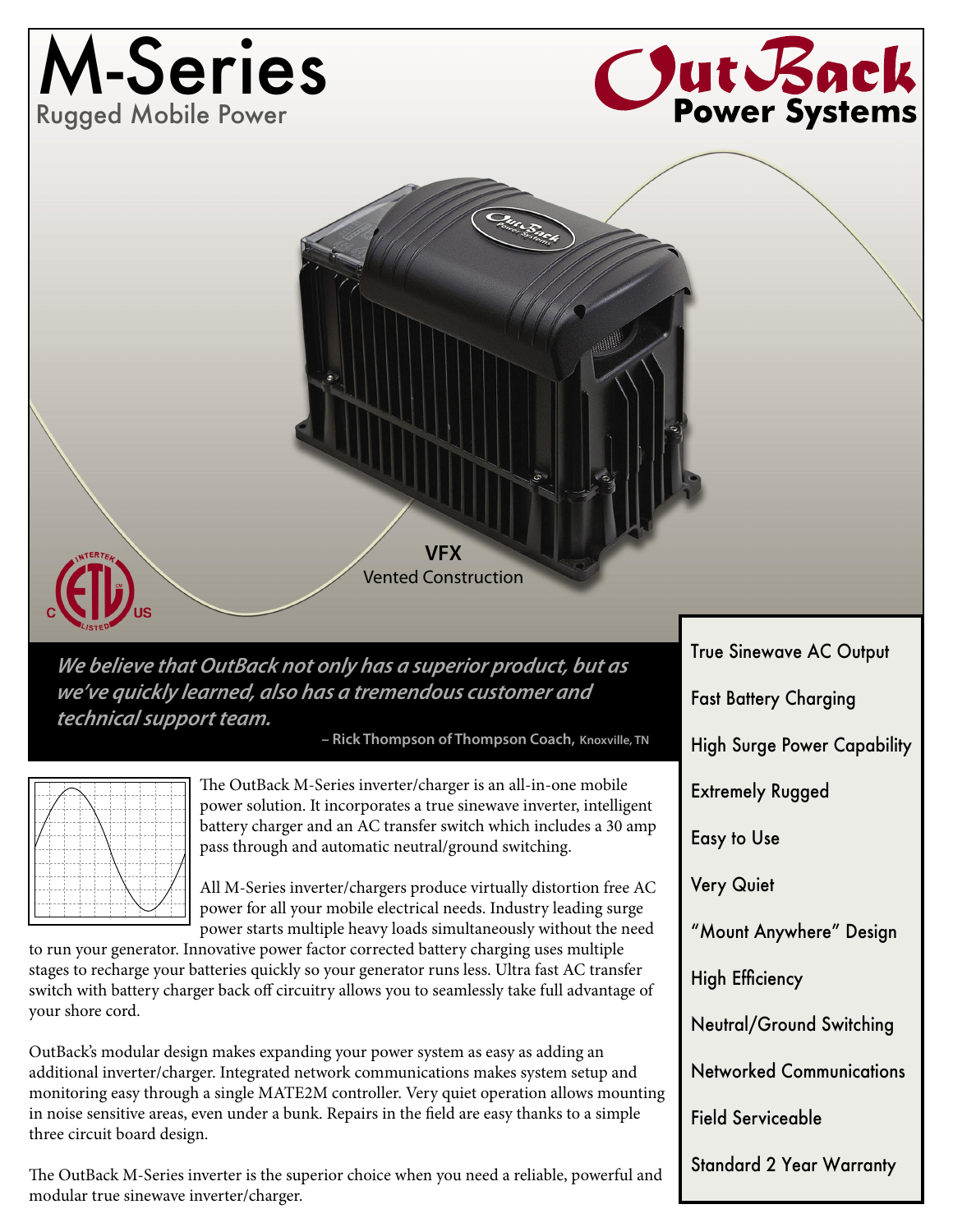# M-Series

Rugged Mobile Power

OutBack Power Systems

**VFX**
Vented Construction

***We believe that OutBack not only has a superior product, but as we've quickly learned, also has a tremendous customer and technical support team.***

**– Rick Thompson of Thompson Coach, Knoxville, TN**

The OutBack M-Series inverter/charger is an all-in-one mobile power solution. It incorporates a true sinewave inverter, intelligent battery charger and an AC transfer switch which includes a 30 amp pass through and automatic neutral/ground switching.

All M-Series inverter/chargers produce virtually distortion free AC power for all your mobile electrical needs. Industry leading surge power starts multiple heavy loads simultaneously without the need to run your generator. Innovative power factor corrected battery charging uses multiple stages to recharge your batteries quickly so your generator runs less. Ultra fast AC transfer switch with battery charger back off circuitry allows you to seamlessly take full advantage of your shore cord.

OutBack's modular design makes expanding your power system as easy as adding an additional inverter/charger. Integrated network communications makes system setup and monitoring easy through a single MATE2M controller. Very quiet operation allows mounting in noise sensitive areas, even under a bunk. Repairs in the field are easy thanks to a simple three circuit board design.

The OutBack M-Series inverter is the superior choice when you need a reliable, powerful and modular true sinewave inverter/charger.

- True Sinewave AC Output
- Fast Battery Charging
- High Surge Power Capability
- Extremely Rugged
- Easy to Use
- Very Quiet
- "Mount Anywhere" Design
- High Efficiency
- Neutral/Ground Switching
- Networked Communications
- Field Serviceable
- Standard 2 Year Warranty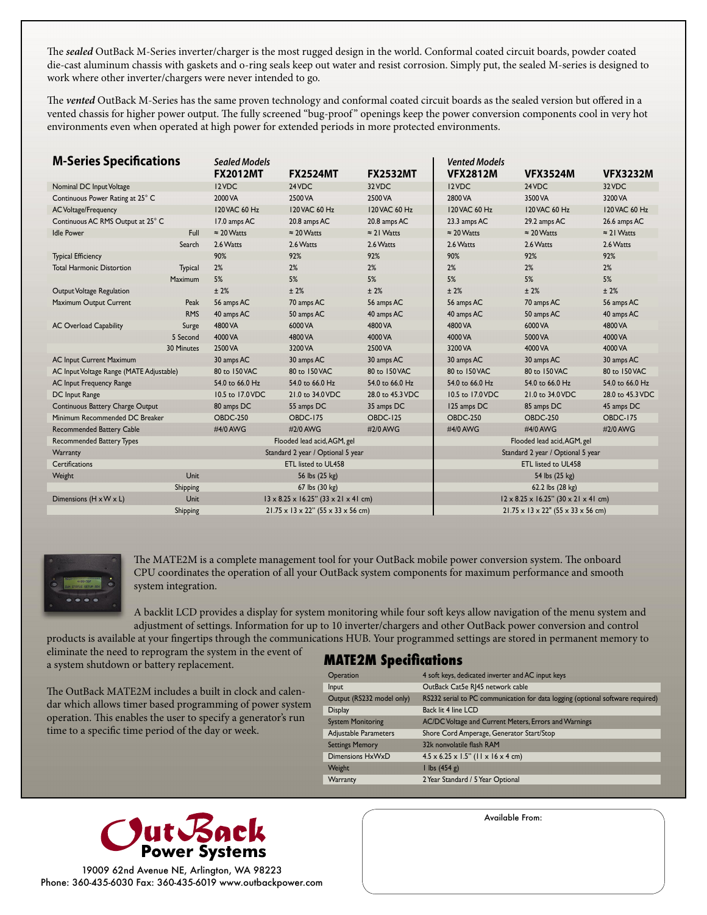The ***sealed*** OutBack M-Series inverter/charger is the most rugged design in the world. Conformal coated circuit boards, powder coated die-cast aluminum chassis with gaskets and o-ring seals keep out water and resist corrosion. Simply put, the sealed M-series is designed to work where other inverter/chargers were never intended to go.

The ***vented*** OutBack M-Series has the same proven technology and conformal coated circuit boards as the sealed version but offered in a vented chassis for higher power output. The fully screened "bug-proof" openings keep the power conversion components cool in very hot environments even when operated at high power for extended periods in more protected environments.

## M-Series Specifications

| | | *Sealed Models* | | | *Vented Models* | | |
|---|---|---|---|---|---|---|---|
| | | **FX2012MT** | **FX2524MT** | **FX2532MT** | **VFX2812M** | **VFX3524M** | **VFX3232M** |
| Nominal DC Input Voltage | | 12 VDC | 24 VDC | 32 VDC | 12 VDC | 24 VDC | 32 VDC |
| Continuous Power Rating at 25° C | | 2000 VA | 2500 VA | 2500 VA | 2800 VA | 3500 VA | 3200 VA |
| AC Voltage/Frequency | | 120 VAC 60 Hz | 120 VAC 60 Hz | 120 VAC 60 Hz | 120 VAC 60 Hz | 120 VAC 60 Hz | 120 VAC 60 Hz |
| Continuous AC RMS Output at 25° C | | 17.0 amps AC | 20.8 amps AC | 20.8 amps AC | 23.3 amps AC | 29.2 amps AC | 26.6 amps AC |
| Idle Power | Full | ≈ 20 Watts | ≈ 20 Watts | ≈ 21 Watts | ≈ 20 Watts | ≈ 20 Watts | ≈ 21 Watts |
| | Search | 2.6 Watts | 2.6 Watts | 2.6 Watts | 2.6 Watts | 2.6 Watts | 2.6 Watts |
| Typical Efficiency | | 90% | 92% | 92% | 90% | 92% | 92% |
| Total Harmonic Distortion | Typical | 2% | 2% | 2% | 2% | 2% | 2% |
| | Maximum | 5% | 5% | 5% | 5% | 5% | 5% |
| Output Voltage Regulation | | ± 2% | ± 2% | ± 2% | ± 2% | ± 2% | ± 2% |
| Maximum Output Current | Peak | 56 amps AC | 70 amps AC | 56 amps AC | 56 amps AC | 70 amps AC | 56 amps AC |
| | RMS | 40 amps AC | 50 amps AC | 40 amps AC | 40 amps AC | 50 amps AC | 40 amps AC |
| AC Overload Capability | Surge | 4800 VA | 6000 VA | 4800 VA | 4800 VA | 6000 VA | 4800 VA |
| | 5 Second | 4000 VA | 4800 VA | 4000 VA | 4000 VA | 5000 VA | 4000 VA |
| | 30 Minutes | 2500 VA | 3200 VA | 2500 VA | 3200 VA | 4000 VA | 4000 VA |
| AC Input Current Maximum | | 30 amps AC | 30 amps AC | 30 amps AC | 30 amps AC | 30 amps AC | 30 amps AC |
| AC Input Voltage Range (MATE Adjustable) | | 80 to 150 VAC | 80 to 150 VAC | 80 to 150 VAC | 80 to 150 VAC | 80 to 150 VAC | 80 to 150 VAC |
| AC Input Frequency Range | | 54.0 to 66.0 Hz | 54.0 to 66.0 Hz | 54.0 to 66.0 Hz | 54.0 to 66.0 Hz | 54.0 to 66.0 Hz | 54.0 to 66.0 Hz |
| DC Input Range | | 10.5 to 17.0 VDC | 21.0 to 34.0 VDC | 28.0 to 45.3 VDC | 10.5 to 17.0 VDC | 21.0 to 34.0 VDC | 28.0 to 45.3 VDC |
| Continuous Battery Charge Output | | 80 amps DC | 55 amps DC | 35 amps DC | 125 amps DC | 85 amps DC | 45 amps DC |
| Minimum Recommended DC Breaker | | OBDC-250 | OBDC-175 | OBDC-125 | OBDC-250 | OBDC-250 | OBDC-175 |
| Recommended Battery Cable | | #4/0 AWG | #2/0 AWG | #2/0 AWG | #4/0 AWG | #4/0 AWG | #2/0 AWG |
| Recommended Battery Types | | Flooded lead acid, AGM, gel | | | Flooded lead acid, AGM, gel | | |
| Warranty | | Standard 2 year / Optional 5 year | | | Standard 2 year / Optional 5 year | | |
| Certifications | | ETL listed to UL458 | | | ETL listed to UL458 | | |
| Weight | Unit | 56 lbs (25 kg) | | | 54 lbs (25 kg) | | |
| | Shipping | 67 lbs (30 kg) | | | 62.2 lbs (28 kg) | | |
| Dimensions (H x W x L) | Unit | 13 x 8.25 x 16.25" (33 x 21 x 41 cm) | | | 12 x 8.25 x 16.25" (30 x 21 x 41 cm) | | |
| | Shipping | 21.75 x 13 x 22" (55 x 33 x 56 cm) | | | 21.75 x 13 x 22" (55 x 33 x 56 cm) | | |

The MATE2M is a complete management tool for your OutBack mobile power conversion system. The onboard CPU coordinates the operation of all your OutBack system components for maximum performance and smooth system integration.

A backlit LCD provides a display for system monitoring while four soft keys allow navigation of the menu system and adjustment of settings. Information for up to 10 inverter/chargers and other OutBack power conversion and control products is available at your fingertips through the communications HUB. Your programmed settings are stored in permanent memory to eliminate the need to reprogram the system in the event of a system shutdown or battery replacement.

The OutBack MATE2M includes a built in clock and calendar which allows timer based programming of power system operation. This enables the user to specify a generator's run time to a specific time period of the day or week.

## MATE2M Specifications

| | |
|---|---|
| Operation | 4 soft keys, dedicated inverter and AC input keys |
| Input | OutBack Cat5e RJ45 network cable |
| Output (RS232 model only) | RS232 serial to PC communication for data logging (optional software required) |
| Display | Back lit 4 line LCD |
| System Monitoring | AC/DC Voltage and Current Meters, Errors and Warnings |
| Adjustable Parameters | Shore Cord Amperage, Generator Start/Stop |
| Settings Memory | 32k nonvolatile flash RAM |
| Dimensions HxWxD | 4.5 x 6.25 x 1.5" (11 x 16 x 4 cm) |
| Weight | 1 lbs (454 g) |
| Warranty | 2 Year Standard / 5 Year Optional |

OutBack Power Systems

19009 62nd Avenue NE, Arlington, WA 98223
Phone: 360-435-6030 Fax: 360-435-6019 www.outbackpower.com

Available From: